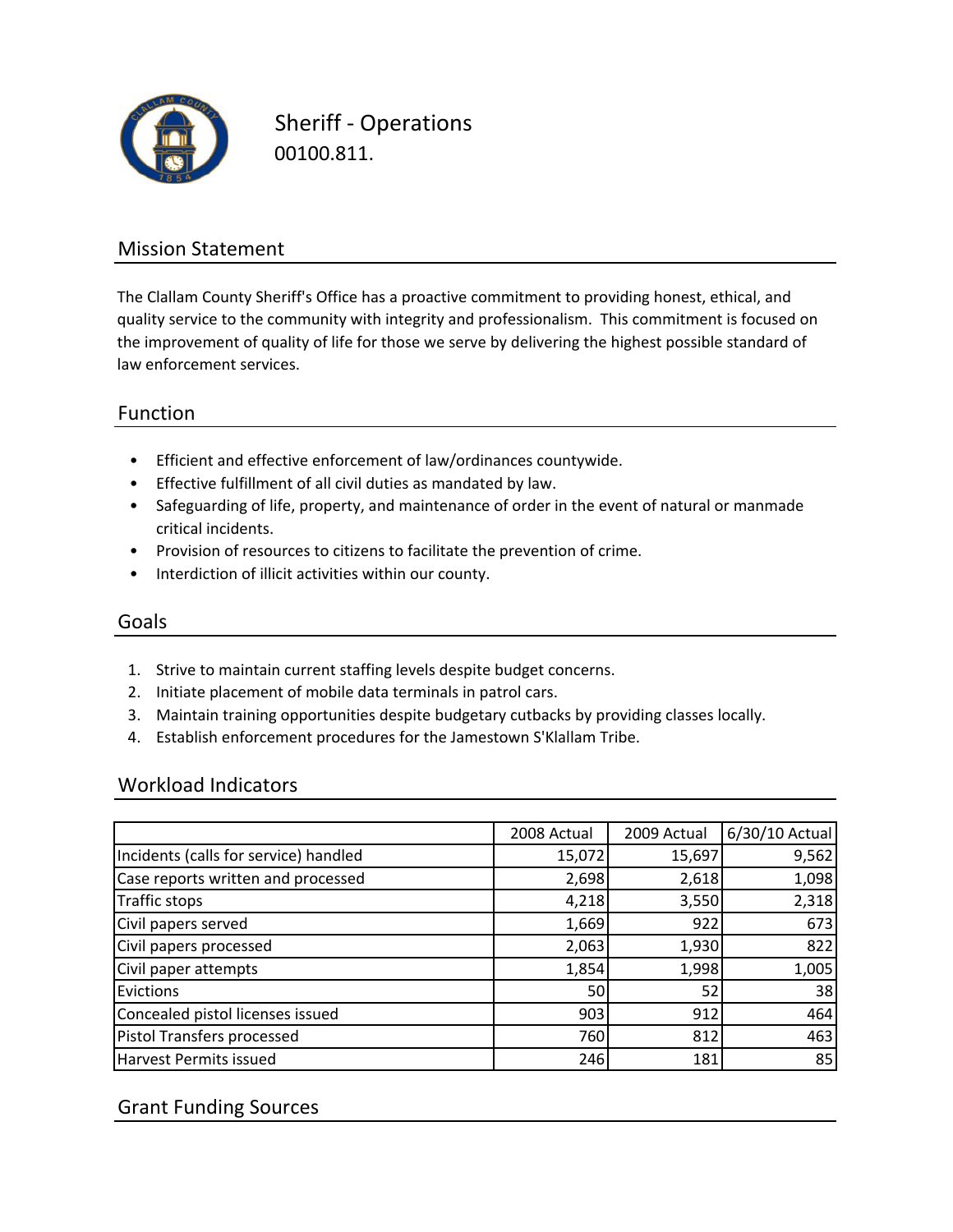# Sheriff - Operations

00100.811.

## Mission Statement

The Clallam County Sheriff's Office has a proactive commitment to providing honest, ethical, and quality service to the community with integrity and professionalism. This commitment is focused on the improvement of quality of life for those we serve by delivering the highest possible standard of law enforcement services.

## Function

- Efficient and effective enforcement of law/ordinances countywide.
- Effective fulfillment of all civil duties as mandated by law.
- Safeguarding of life, property, and maintenance of order in the event of natural or manmade critical incidents.
- Provision of resources to citizens to facilitate the prevention of crime.
- Interdiction of illicit activities within our county.

## Goals

1. Strive to maintain current staffing levels despite budget concerns.
2. Initiate placement of mobile data terminals in patrol cars.
3. Maintain training opportunities despite budgetary cutbacks by providing classes locally.
4. Establish enforcement procedures for the Jamestown S'Klallam Tribe.

## Workload Indicators

| | 2008 Actual | 2009 Actual | 6/30/10 Actual |
|---|---|---|---|
| Incidents (calls for service) handled | 15,072 | 15,697 | 9,562 |
| Case reports written and processed | 2,698 | 2,618 | 1,098 |
| Traffic stops | 4,218 | 3,550 | 2,318 |
| Civil papers served | 1,669 | 922 | 673 |
| Civil papers processed | 2,063 | 1,930 | 822 |
| Civil paper attempts | 1,854 | 1,998 | 1,005 |
| Evictions | 50 | 52 | 38 |
| Concealed pistol licenses issued | 903 | 912 | 464 |
| Pistol Transfers processed | 760 | 812 | 463 |
| Harvest Permits issued | 246 | 181 | 85 |

## Grant Funding Sources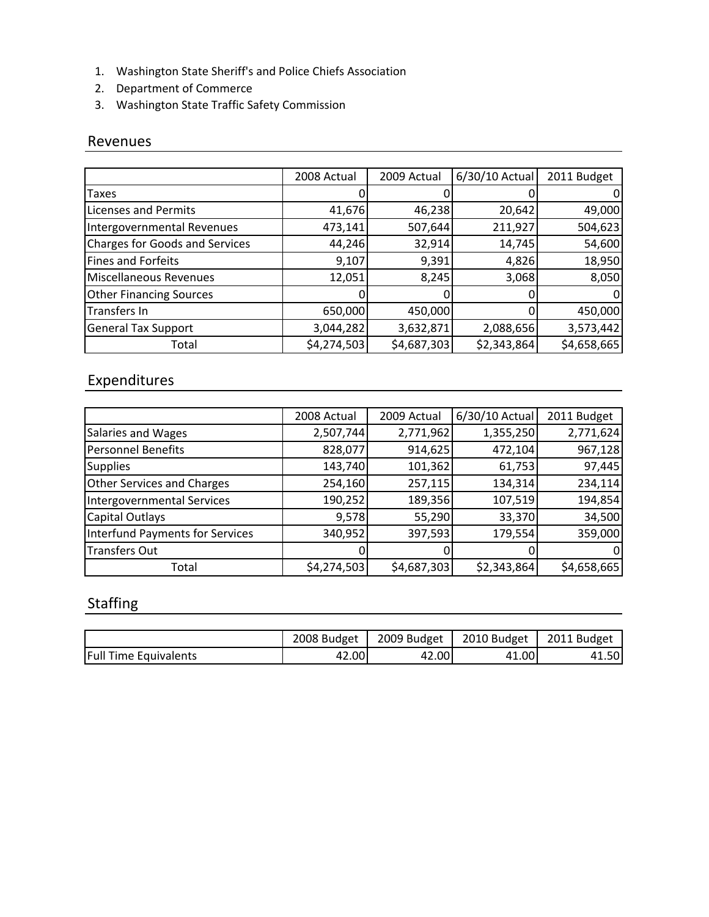1. Washington State Sheriff's and Police Chiefs Association
2. Department of Commerce
3. Washington State Traffic Safety Commission

## Revenues

| | 2008 Actual | 2009 Actual | 6/30/10 Actual | 2011 Budget |
|---|---|---|---|---|
| Taxes | 0 | 0 | 0 | 0 |
| Licenses and Permits | 41,676 | 46,238 | 20,642 | 49,000 |
| Intergovernmental Revenues | 473,141 | 507,644 | 211,927 | 504,623 |
| Charges for Goods and Services | 44,246 | 32,914 | 14,745 | 54,600 |
| Fines and Forfeits | 9,107 | 9,391 | 4,826 | 18,950 |
| Miscellaneous Revenues | 12,051 | 8,245 | 3,068 | 8,050 |
| Other Financing Sources | 0 | 0 | 0 | 0 |
| Transfers In | 650,000 | 450,000 | 0 | 450,000 |
| General Tax Support | 3,044,282 | 3,632,871 | 2,088,656 | 3,573,442 |
| Total | $4,274,503 | $4,687,303 | $2,343,864 | $4,658,665 |

## Expenditures

| | 2008 Actual | 2009 Actual | 6/30/10 Actual | 2011 Budget |
|---|---|---|---|---|
| Salaries and Wages | 2,507,744 | 2,771,962 | 1,355,250 | 2,771,624 |
| Personnel Benefits | 828,077 | 914,625 | 472,104 | 967,128 |
| Supplies | 143,740 | 101,362 | 61,753 | 97,445 |
| Other Services and Charges | 254,160 | 257,115 | 134,314 | 234,114 |
| Intergovernmental Services | 190,252 | 189,356 | 107,519 | 194,854 |
| Capital Outlays | 9,578 | 55,290 | 33,370 | 34,500 |
| Interfund Payments for Services | 340,952 | 397,593 | 179,554 | 359,000 |
| Transfers Out | 0 | 0 | 0 | 0 |
| Total | $4,274,503 | $4,687,303 | $2,343,864 | $4,658,665 |

## Staffing

| | 2008 Budget | 2009 Budget | 2010 Budget | 2011 Budget |
|---|---|---|---|---|
| Full Time Equivalents | 42.00 | 42.00 | 41.00 | 41.50 |